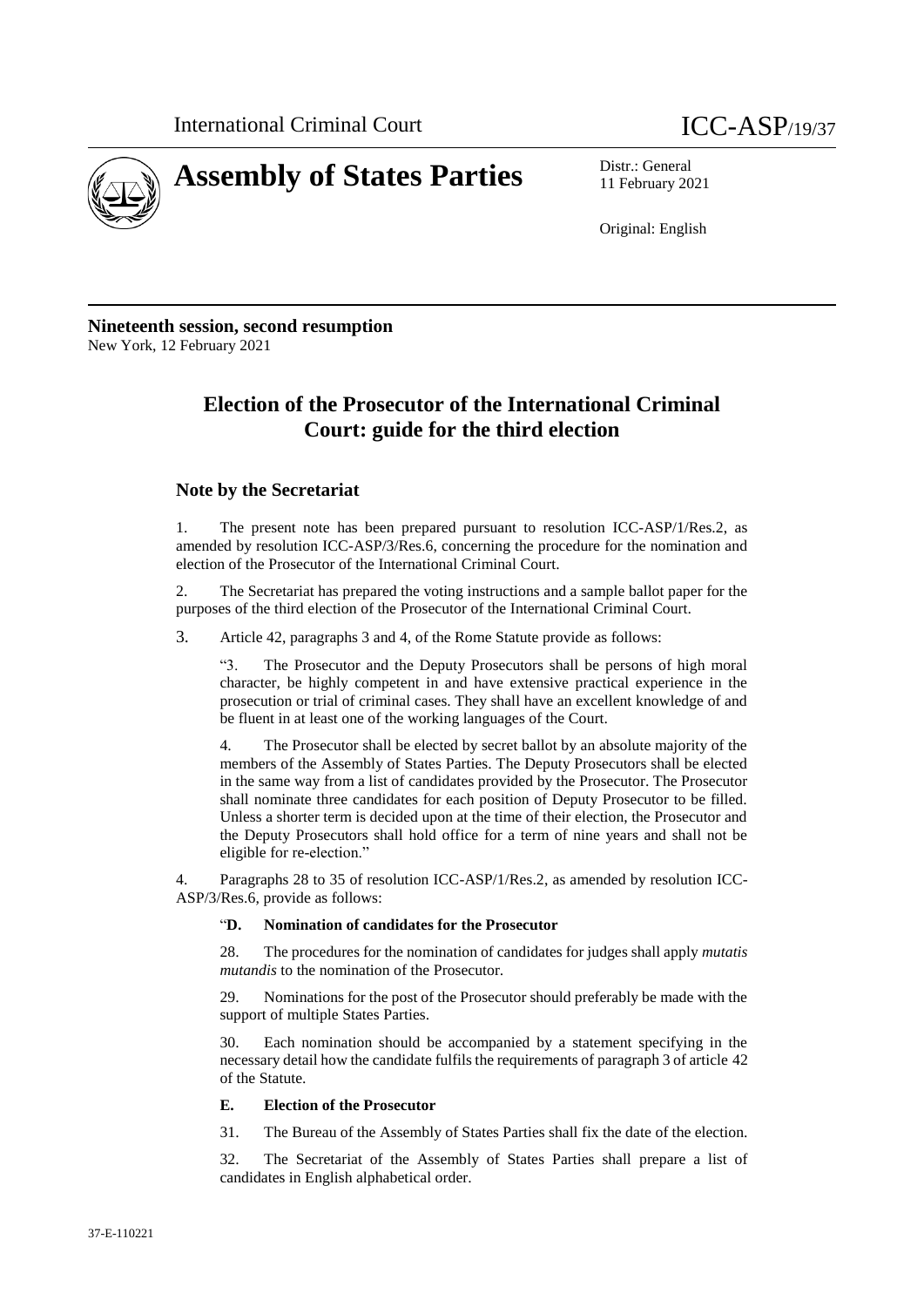International Criminal Court ICC-ASP/19/37

# Assembly of States Parties

Distr.: General
11 February 2021

Original: English

**Nineteenth session, second resumption**
New York, 12 February 2021

## Election of the Prosecutor of the International Criminal Court: guide for the third election

### Note by the Secretariat

1. The present note has been prepared pursuant to resolution ICC-ASP/1/Res.2, as amended by resolution ICC-ASP/3/Res.6, concerning the procedure for the nomination and election of the Prosecutor of the International Criminal Court.

2. The Secretariat has prepared the voting instructions and a sample ballot paper for the purposes of the third election of the Prosecutor of the International Criminal Court.

3. Article 42, paragraphs 3 and 4, of the Rome Statute provide as follows:

> "3. The Prosecutor and the Deputy Prosecutors shall be persons of high moral character, be highly competent in and have extensive practical experience in the prosecution or trial of criminal cases. They shall have an excellent knowledge of and be fluent in at least one of the working languages of the Court.
>
> 4. The Prosecutor shall be elected by secret ballot by an absolute majority of the members of the Assembly of States Parties. The Deputy Prosecutors shall be elected in the same way from a list of candidates provided by the Prosecutor. The Prosecutor shall nominate three candidates for each position of Deputy Prosecutor to be filled. Unless a shorter term is decided upon at the time of their election, the Prosecutor and the Deputy Prosecutors shall hold office for a term of nine years and shall not be eligible for re-election."

4. Paragraphs 28 to 35 of resolution ICC-ASP/1/Res.2, as amended by resolution ICC-ASP/3/Res.6, provide as follows:

> "**D. Nomination of candidates for the Prosecutor**
>
> 28. The procedures for the nomination of candidates for judges shall apply *mutatis mutandis* to the nomination of the Prosecutor.
>
> 29. Nominations for the post of the Prosecutor should preferably be made with the support of multiple States Parties.
>
> 30. Each nomination should be accompanied by a statement specifying in the necessary detail how the candidate fulfils the requirements of paragraph 3 of article 42 of the Statute.
>
> **E. Election of the Prosecutor**
>
> 31. The Bureau of the Assembly of States Parties shall fix the date of the election.
>
> 32. The Secretariat of the Assembly of States Parties shall prepare a list of candidates in English alphabetical order.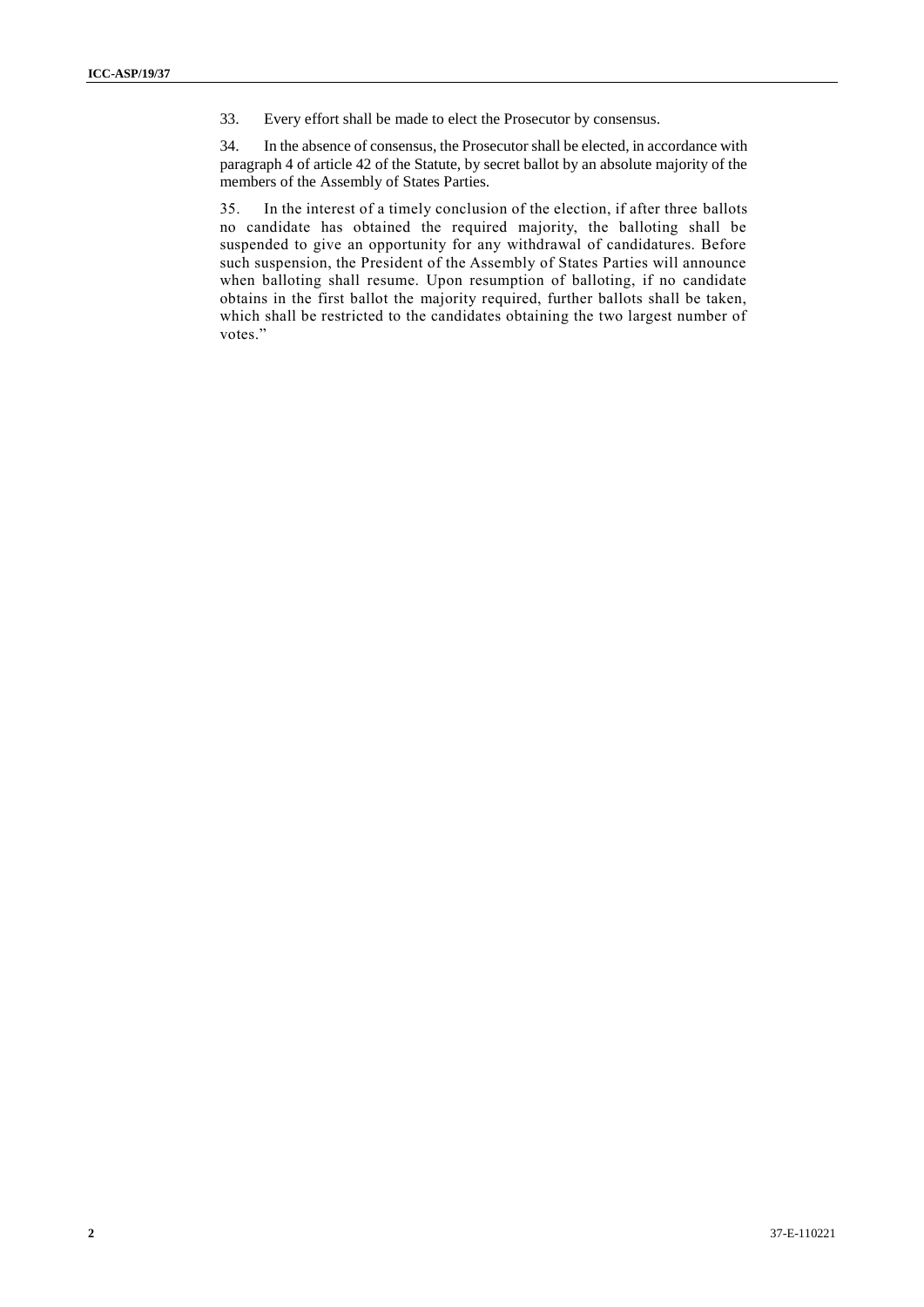33. Every effort shall be made to elect the Prosecutor by consensus.

34. In the absence of consensus, the Prosecutor shall be elected, in accordance with paragraph 4 of article 42 of the Statute, by secret ballot by an absolute majority of the members of the Assembly of States Parties.

35. In the interest of a timely conclusion of the election, if after three ballots no candidate has obtained the required majority, the balloting shall be suspended to give an opportunity for any withdrawal of candidatures. Before such suspension, the President of the Assembly of States Parties will announce when balloting shall resume. Upon resumption of balloting, if no candidate obtains in the first ballot the majority required, further ballots shall be taken, which shall be restricted to the candidates obtaining the two largest number of votes."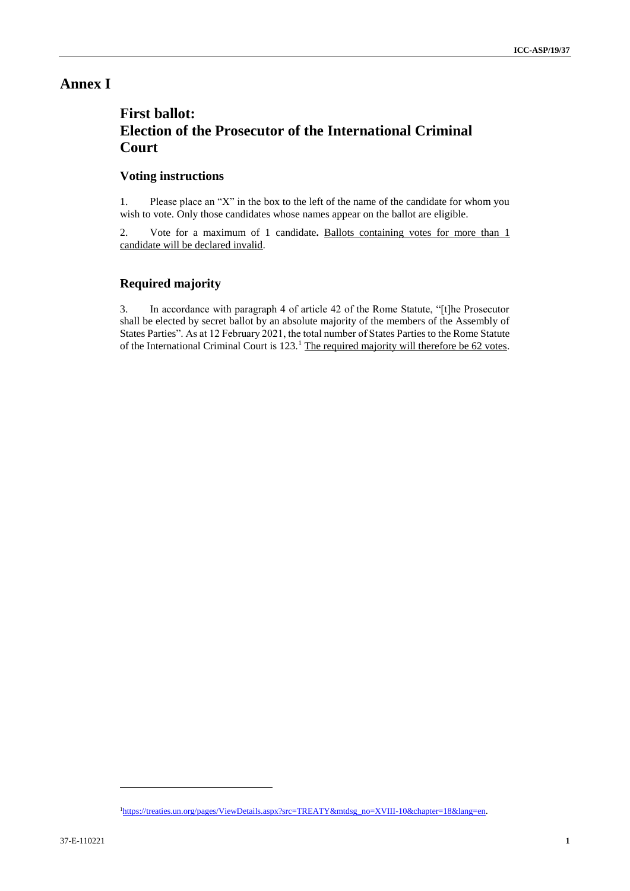# Annex I

## First ballot: Election of the Prosecutor of the International Criminal Court

### Voting instructions

1. Please place an "X" in the box to the left of the name of the candidate for whom you wish to vote. Only those candidates whose names appear on the ballot are eligible.

2. Vote for a maximum of 1 candidate**.** <u>Ballots containing votes for more than 1 candidate will be declared invalid</u>.

### Required majority

3. In accordance with paragraph 4 of article 42 of the Rome Statute, "[t]he Prosecutor shall be elected by secret ballot by an absolute majority of the members of the Assembly of States Parties". As at 12 February 2021, the total number of States Parties to the Rome Statute of the International Criminal Court is 123.[1] <u>The required majority will therefore be 62 votes</u>.

---

[1] https://treaties.un.org/pages/ViewDetails.aspx?src=TREATY&mtdsg_no=XVIII-10&chapter=18&lang=en.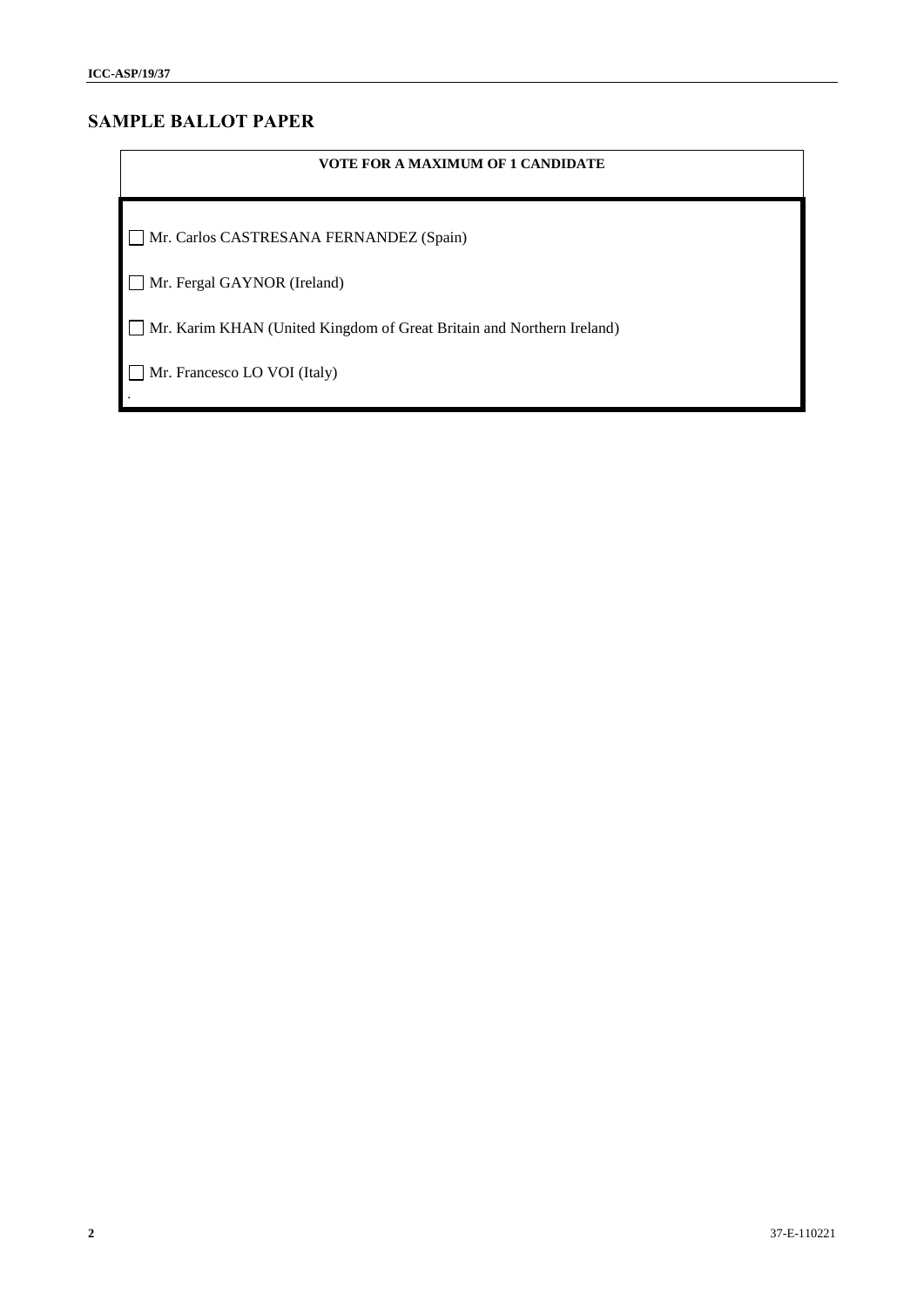## SAMPLE BALLOT PAPER

**VOTE FOR A MAXIMUM OF 1 CANDIDATE**

☐ Mr. Carlos CASTRESANA FERNANDEZ (Spain)

☐ Mr. Fergal GAYNOR (Ireland)

☐ Mr. Karim KHAN (United Kingdom of Great Britain and Northern Ireland)

☐ Mr. Francesco LO VOI (Italy)